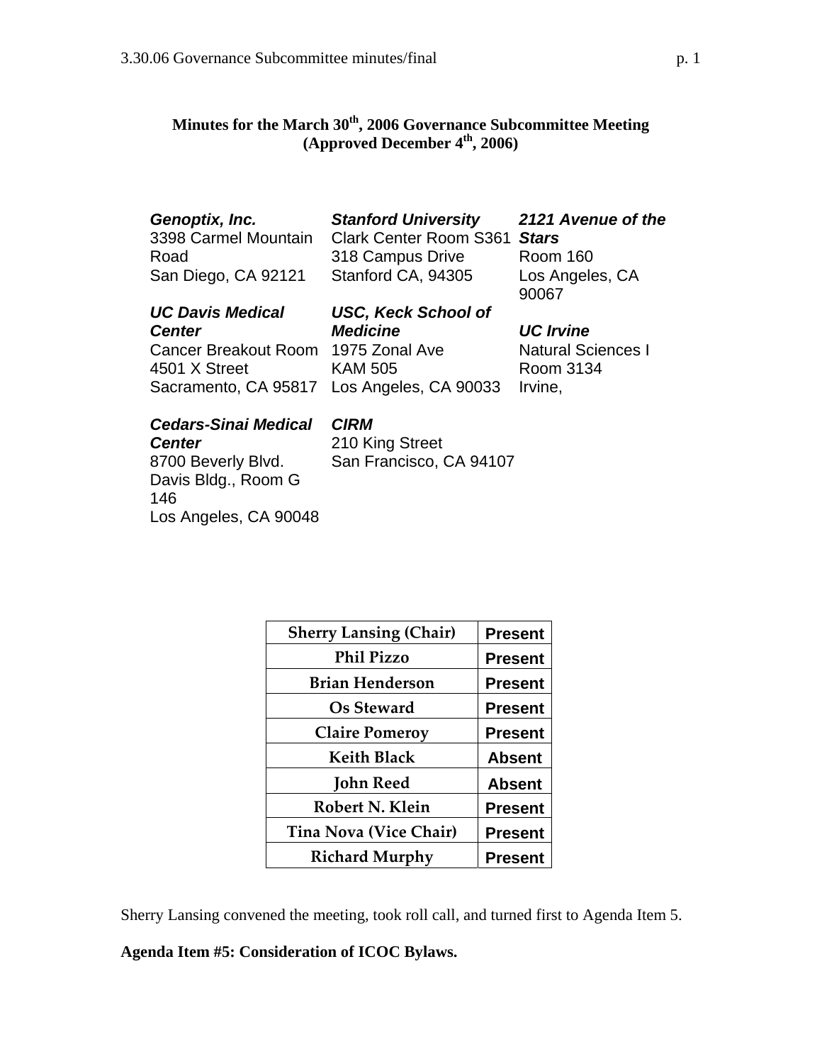# Minutes for the March 30th, 2006 Governance Subcommittee Meeting (Approved December 4th, 2006)

***Genoptix, Inc.***
3398 Carmel Mountain Road
San Diego, CA 92121

***Stanford University***
Clark Center Room S361
318 Campus Drive
Stanford CA, 94305

***2121 Avenue of the Stars***
Room 160
Los Angeles, CA 90067

***UC Davis Medical Center***
Cancer Breakout Room
4501 X Street
Sacramento, CA 95817

***USC, Keck School of Medicine***
1975 Zonal Ave
KAM 505
Los Angeles, CA 90033

***UC Irvine***
Natural Sciences I
Room 3134
Irvine,

***Cedars-Sinai Medical Center***
8700 Beverly Blvd.
Davis Bldg., Room G 146
Los Angeles, CA 90048

***CIRM***
210 King Street
San Francisco, CA 94107

| Name | Attendance |
|---|---|
| Sherry Lansing (Chair) | Present |
| Phil Pizzo | Present |
| Brian Henderson | Present |
| Os Steward | Present |
| Claire Pomeroy | Present |
| Keith Black | Absent |
| John Reed | Absent |
| Robert N. Klein | Present |
| Tina Nova (Vice Chair) | Present |
| Richard Murphy | Present |

Sherry Lansing convened the meeting, took roll call, and turned first to Agenda Item 5.

**Agenda Item #5: Consideration of ICOC Bylaws.**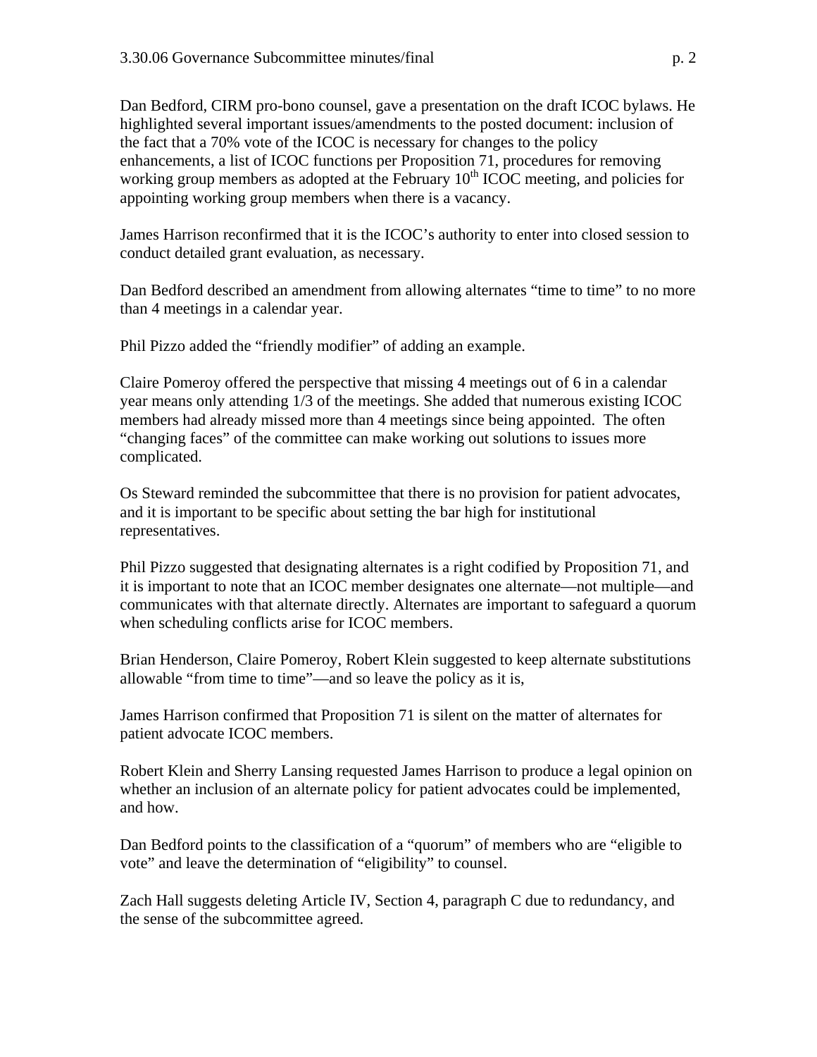Dan Bedford, CIRM pro-bono counsel, gave a presentation on the draft ICOC bylaws. He highlighted several important issues/amendments to the posted document: inclusion of the fact that a 70% vote of the ICOC is necessary for changes to the policy enhancements, a list of ICOC functions per Proposition 71, procedures for removing working group members as adopted at the February 10th ICOC meeting, and policies for appointing working group members when there is a vacancy.

James Harrison reconfirmed that it is the ICOC's authority to enter into closed session to conduct detailed grant evaluation, as necessary.

Dan Bedford described an amendment from allowing alternates "time to time" to no more than 4 meetings in a calendar year.

Phil Pizzo added the "friendly modifier" of adding an example.

Claire Pomeroy offered the perspective that missing 4 meetings out of 6 in a calendar year means only attending 1/3 of the meetings. She added that numerous existing ICOC members had already missed more than 4 meetings since being appointed. The often "changing faces" of the committee can make working out solutions to issues more complicated.

Os Steward reminded the subcommittee that there is no provision for patient advocates, and it is important to be specific about setting the bar high for institutional representatives.

Phil Pizzo suggested that designating alternates is a right codified by Proposition 71, and it is important to note that an ICOC member designates one alternate—not multiple—and communicates with that alternate directly. Alternates are important to safeguard a quorum when scheduling conflicts arise for ICOC members.

Brian Henderson, Claire Pomeroy, Robert Klein suggested to keep alternate substitutions allowable "from time to time"—and so leave the policy as it is,

James Harrison confirmed that Proposition 71 is silent on the matter of alternates for patient advocate ICOC members.

Robert Klein and Sherry Lansing requested James Harrison to produce a legal opinion on whether an inclusion of an alternate policy for patient advocates could be implemented, and how.

Dan Bedford points to the classification of a "quorum" of members who are "eligible to vote" and leave the determination of "eligibility" to counsel.

Zach Hall suggests deleting Article IV, Section 4, paragraph C due to redundancy, and the sense of the subcommittee agreed.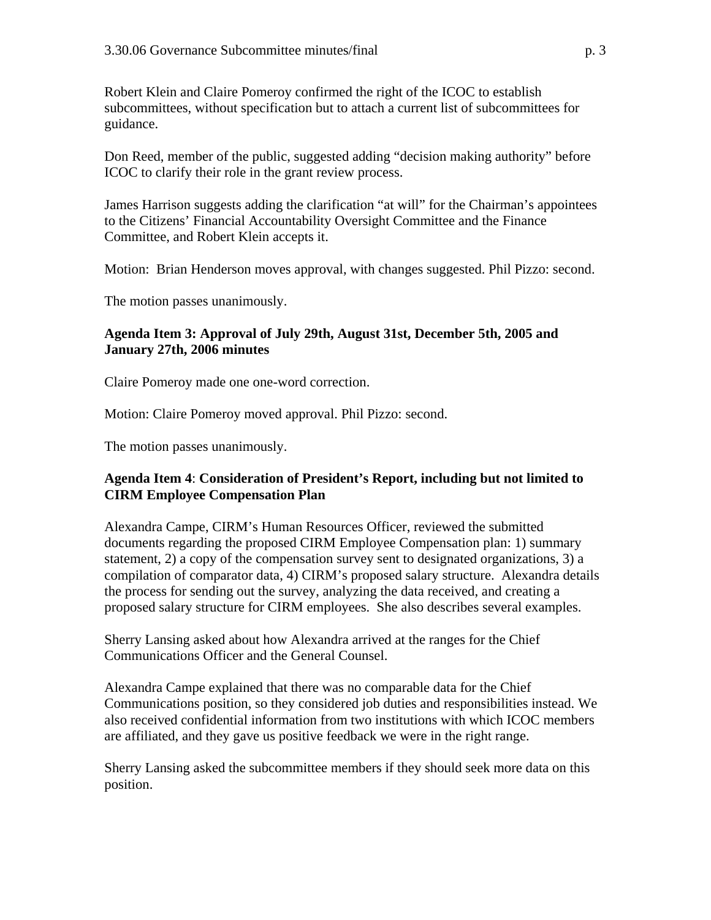Robert Klein and Claire Pomeroy confirmed the right of the ICOC to establish subcommittees, without specification but to attach a current list of subcommittees for guidance.

Don Reed, member of the public, suggested adding "decision making authority" before ICOC to clarify their role in the grant review process.

James Harrison suggests adding the clarification "at will" for the Chairman's appointees to the Citizens' Financial Accountability Oversight Committee and the Finance Committee, and Robert Klein accepts it.

Motion: Brian Henderson moves approval, with changes suggested. Phil Pizzo: second.

The motion passes unanimously.

**Agenda Item 3: Approval of July 29th, August 31st, December 5th, 2005 and January 27th, 2006 minutes**

Claire Pomeroy made one one-word correction.

Motion: Claire Pomeroy moved approval. Phil Pizzo: second.

The motion passes unanimously.

**Agenda Item 4**: **Consideration of President's Report, including but not limited to CIRM Employee Compensation Plan**

Alexandra Campe, CIRM's Human Resources Officer, reviewed the submitted documents regarding the proposed CIRM Employee Compensation plan: 1) summary statement, 2) a copy of the compensation survey sent to designated organizations, 3) a compilation of comparator data, 4) CIRM's proposed salary structure. Alexandra details the process for sending out the survey, analyzing the data received, and creating a proposed salary structure for CIRM employees. She also describes several examples.

Sherry Lansing asked about how Alexandra arrived at the ranges for the Chief Communications Officer and the General Counsel.

Alexandra Campe explained that there was no comparable data for the Chief Communications position, so they considered job duties and responsibilities instead. We also received confidential information from two institutions with which ICOC members are affiliated, and they gave us positive feedback we were in the right range.

Sherry Lansing asked the subcommittee members if they should seek more data on this position.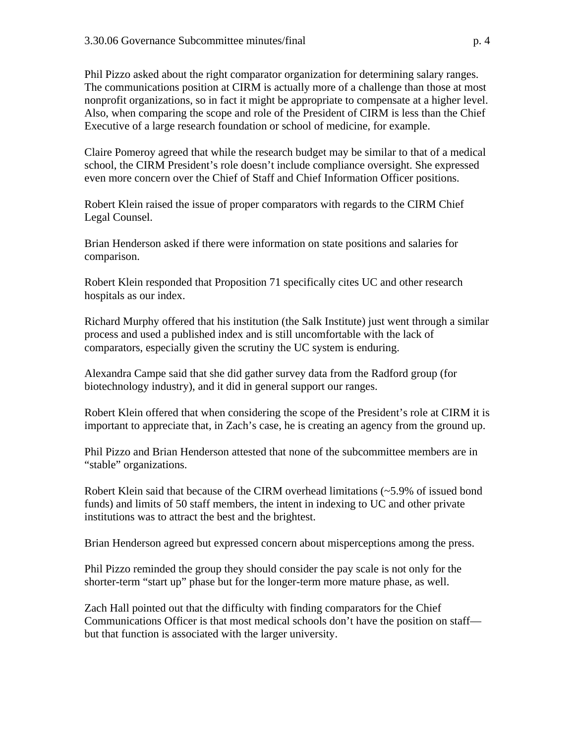Phil Pizzo asked about the right comparator organization for determining salary ranges. The communications position at CIRM is actually more of a challenge than those at most nonprofit organizations, so in fact it might be appropriate to compensate at a higher level. Also, when comparing the scope and role of the President of CIRM is less than the Chief Executive of a large research foundation or school of medicine, for example.

Claire Pomeroy agreed that while the research budget may be similar to that of a medical school, the CIRM President's role doesn't include compliance oversight. She expressed even more concern over the Chief of Staff and Chief Information Officer positions.

Robert Klein raised the issue of proper comparators with regards to the CIRM Chief Legal Counsel.

Brian Henderson asked if there were information on state positions and salaries for comparison.

Robert Klein responded that Proposition 71 specifically cites UC and other research hospitals as our index.

Richard Murphy offered that his institution (the Salk Institute) just went through a similar process and used a published index and is still uncomfortable with the lack of comparators, especially given the scrutiny the UC system is enduring.

Alexandra Campe said that she did gather survey data from the Radford group (for biotechnology industry), and it did in general support our ranges.

Robert Klein offered that when considering the scope of the President's role at CIRM it is important to appreciate that, in Zach's case, he is creating an agency from the ground up.

Phil Pizzo and Brian Henderson attested that none of the subcommittee members are in "stable" organizations.

Robert Klein said that because of the CIRM overhead limitations (~5.9% of issued bond funds) and limits of 50 staff members, the intent in indexing to UC and other private institutions was to attract the best and the brightest.

Brian Henderson agreed but expressed concern about misperceptions among the press.

Phil Pizzo reminded the group they should consider the pay scale is not only for the shorter-term "start up" phase but for the longer-term more mature phase, as well.

Zach Hall pointed out that the difficulty with finding comparators for the Chief Communications Officer is that most medical schools don't have the position on staff—but that function is associated with the larger university.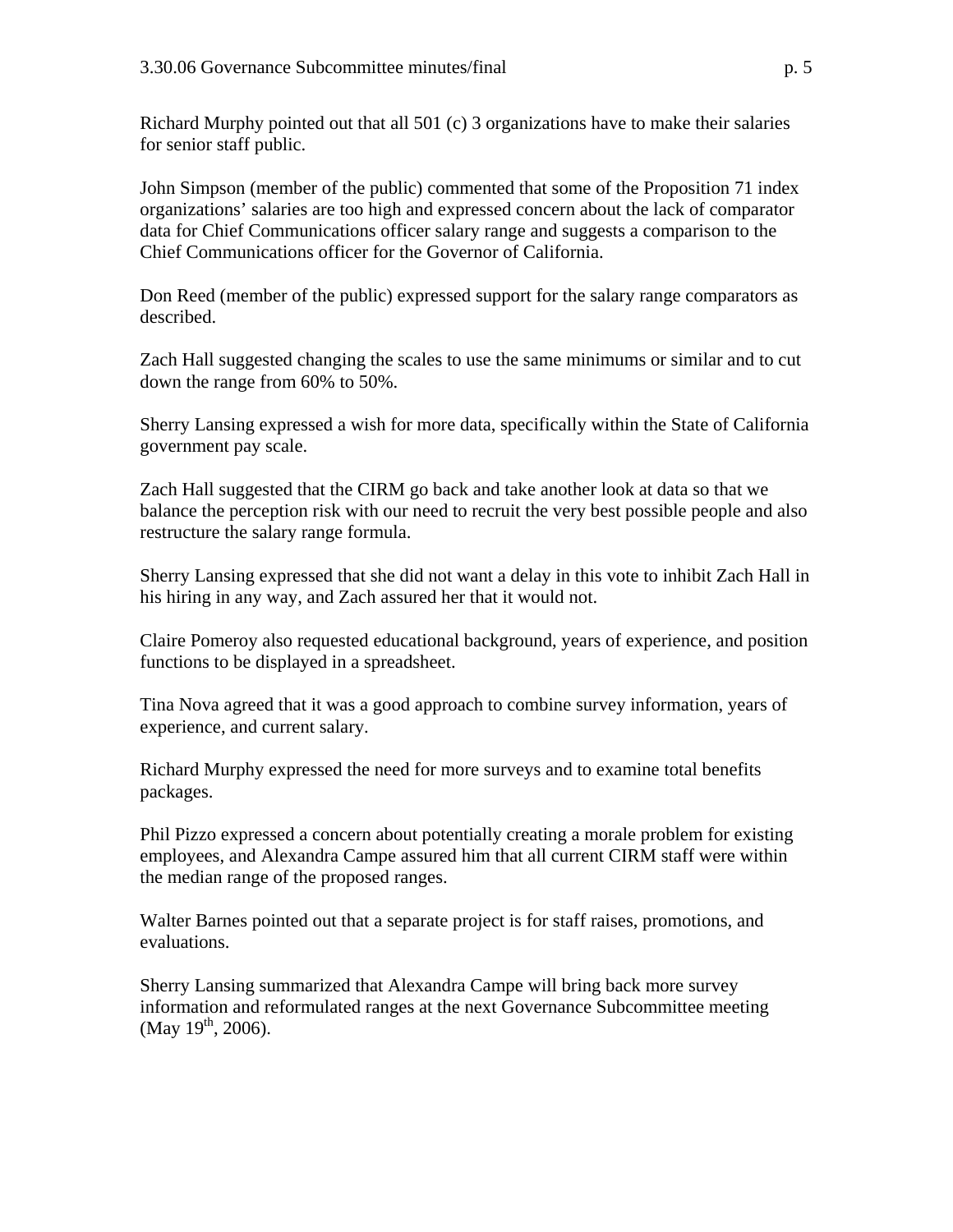Richard Murphy pointed out that all 501 (c) 3 organizations have to make their salaries for senior staff public.

John Simpson (member of the public) commented that some of the Proposition 71 index organizations' salaries are too high and expressed concern about the lack of comparator data for Chief Communications officer salary range and suggests a comparison to the Chief Communications officer for the Governor of California.

Don Reed (member of the public) expressed support for the salary range comparators as described.

Zach Hall suggested changing the scales to use the same minimums or similar and to cut down the range from 60% to 50%.

Sherry Lansing expressed a wish for more data, specifically within the State of California government pay scale.

Zach Hall suggested that the CIRM go back and take another look at data so that we balance the perception risk with our need to recruit the very best possible people and also restructure the salary range formula.

Sherry Lansing expressed that she did not want a delay in this vote to inhibit Zach Hall in his hiring in any way, and Zach assured her that it would not.

Claire Pomeroy also requested educational background, years of experience, and position functions to be displayed in a spreadsheet.

Tina Nova agreed that it was a good approach to combine survey information, years of experience, and current salary.

Richard Murphy expressed the need for more surveys and to examine total benefits packages.

Phil Pizzo expressed a concern about potentially creating a morale problem for existing employees, and Alexandra Campe assured him that all current CIRM staff were within the median range of the proposed ranges.

Walter Barnes pointed out that a separate project is for staff raises, promotions, and evaluations.

Sherry Lansing summarized that Alexandra Campe will bring back more survey information and reformulated ranges at the next Governance Subcommittee meeting (May 19th, 2006).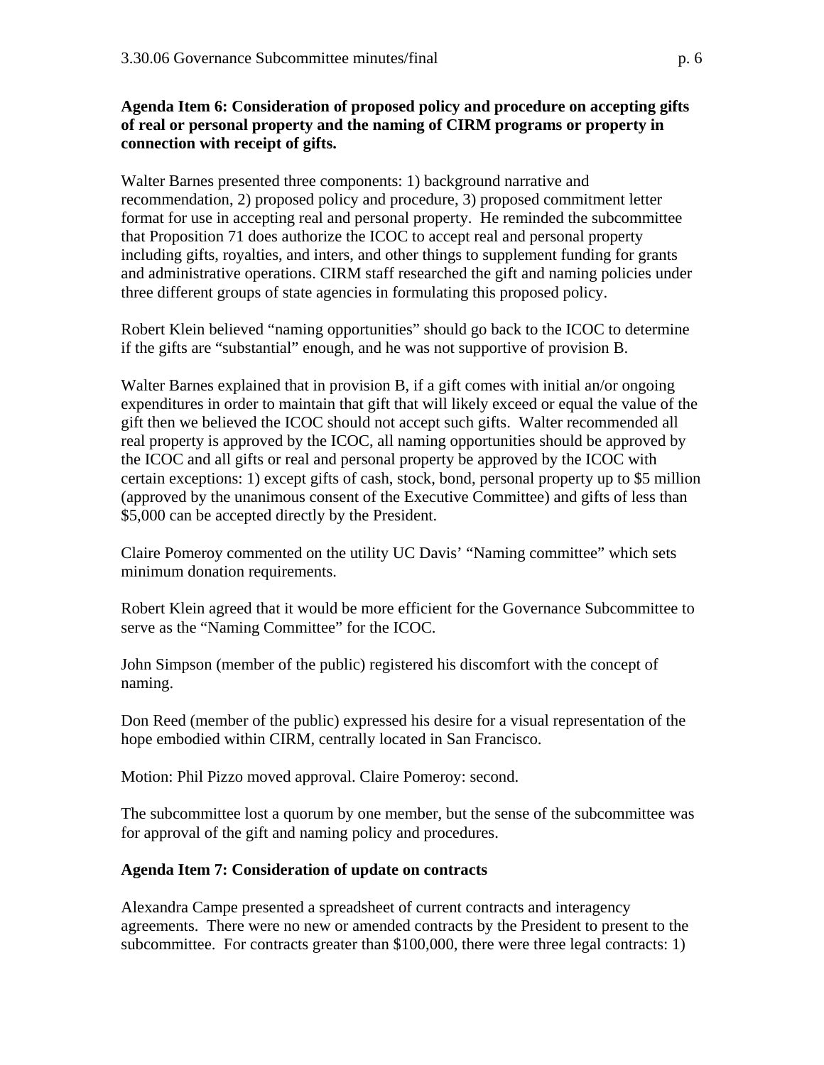**Agenda Item 6: Consideration of proposed policy and procedure on accepting gifts of real or personal property and the naming of CIRM programs or property in connection with receipt of gifts.**

Walter Barnes presented three components: 1) background narrative and recommendation, 2) proposed policy and procedure, 3) proposed commitment letter format for use in accepting real and personal property. He reminded the subcommittee that Proposition 71 does authorize the ICOC to accept real and personal property including gifts, royalties, and inters, and other things to supplement funding for grants and administrative operations. CIRM staff researched the gift and naming policies under three different groups of state agencies in formulating this proposed policy.

Robert Klein believed "naming opportunities" should go back to the ICOC to determine if the gifts are "substantial" enough, and he was not supportive of provision B.

Walter Barnes explained that in provision B, if a gift comes with initial an/or ongoing expenditures in order to maintain that gift that will likely exceed or equal the value of the gift then we believed the ICOC should not accept such gifts. Walter recommended all real property is approved by the ICOC, all naming opportunities should be approved by the ICOC and all gifts or real and personal property be approved by the ICOC with certain exceptions: 1) except gifts of cash, stock, bond, personal property up to $5 million (approved by the unanimous consent of the Executive Committee) and gifts of less than $5,000 can be accepted directly by the President.

Claire Pomeroy commented on the utility UC Davis' "Naming committee" which sets minimum donation requirements.

Robert Klein agreed that it would be more efficient for the Governance Subcommittee to serve as the "Naming Committee" for the ICOC.

John Simpson (member of the public) registered his discomfort with the concept of naming.

Don Reed (member of the public) expressed his desire for a visual representation of the hope embodied within CIRM, centrally located in San Francisco.

Motion: Phil Pizzo moved approval. Claire Pomeroy: second.

The subcommittee lost a quorum by one member, but the sense of the subcommittee was for approval of the gift and naming policy and procedures.

**Agenda Item 7: Consideration of update on contracts**

Alexandra Campe presented a spreadsheet of current contracts and interagency agreements. There were no new or amended contracts by the President to present to the subcommittee. For contracts greater than $100,000, there were three legal contracts: 1)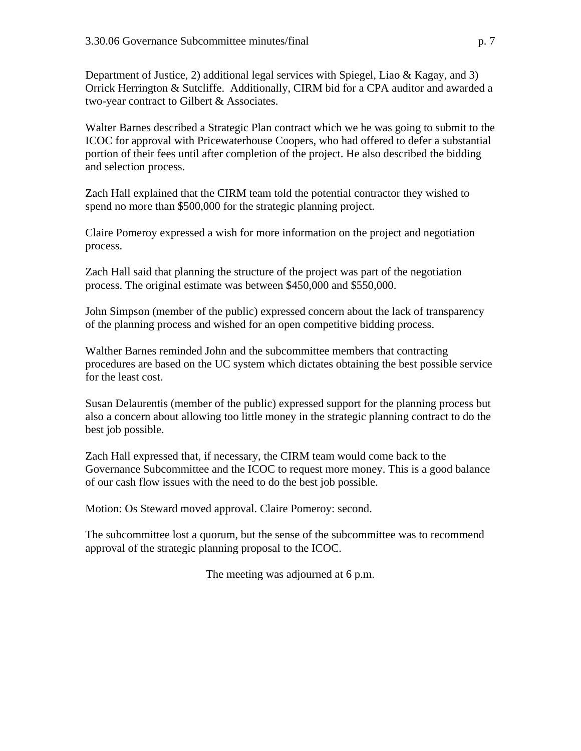Department of Justice, 2) additional legal services with Spiegel, Liao & Kagay, and 3) Orrick Herrington & Sutcliffe. Additionally, CIRM bid for a CPA auditor and awarded a two-year contract to Gilbert & Associates.

Walter Barnes described a Strategic Plan contract which we he was going to submit to the ICOC for approval with Pricewaterhouse Coopers, who had offered to defer a substantial portion of their fees until after completion of the project. He also described the bidding and selection process.

Zach Hall explained that the CIRM team told the potential contractor they wished to spend no more than $500,000 for the strategic planning project.

Claire Pomeroy expressed a wish for more information on the project and negotiation process.

Zach Hall said that planning the structure of the project was part of the negotiation process. The original estimate was between $450,000 and $550,000.

John Simpson (member of the public) expressed concern about the lack of transparency of the planning process and wished for an open competitive bidding process.

Walther Barnes reminded John and the subcommittee members that contracting procedures are based on the UC system which dictates obtaining the best possible service for the least cost.

Susan Delaurentis (member of the public) expressed support for the planning process but also a concern about allowing too little money in the strategic planning contract to do the best job possible.

Zach Hall expressed that, if necessary, the CIRM team would come back to the Governance Subcommittee and the ICOC to request more money. This is a good balance of our cash flow issues with the need to do the best job possible.

Motion: Os Steward moved approval. Claire Pomeroy: second.

The subcommittee lost a quorum, but the sense of the subcommittee was to recommend approval of the strategic planning proposal to the ICOC.

The meeting was adjourned at 6 p.m.